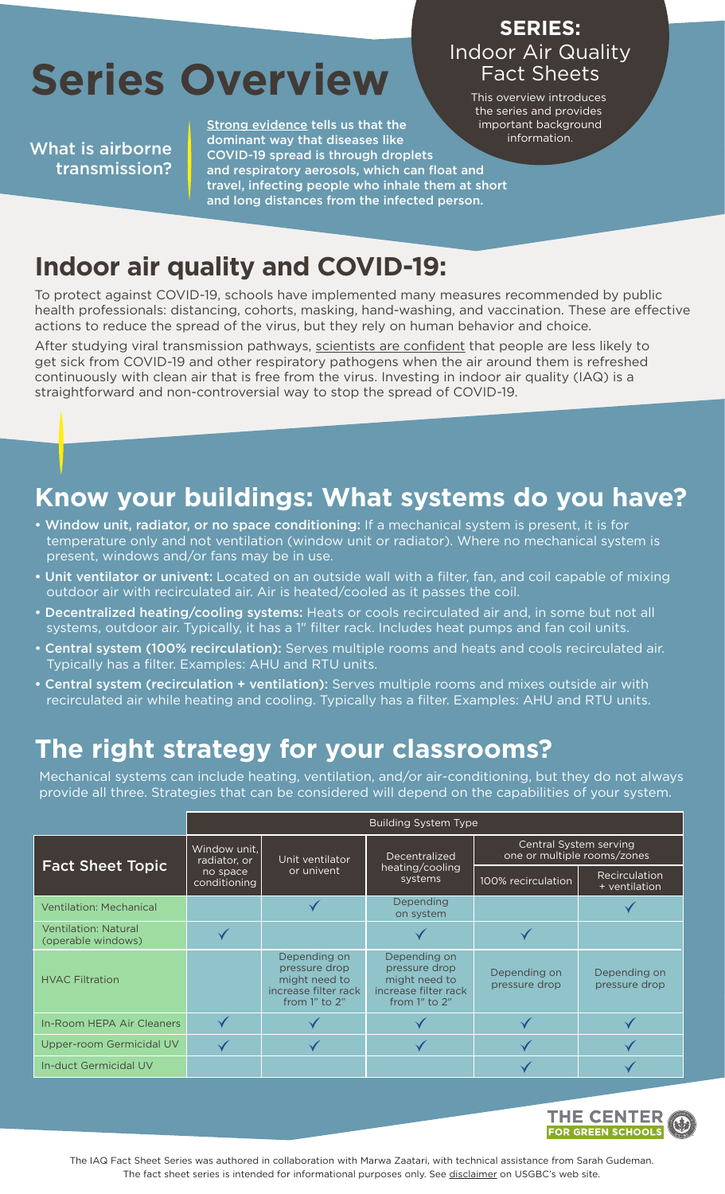# Series Overview

**SERIES:**
Indoor Air Quality Fact Sheets

This overview introduces the series and provides important background information.

What is airborne transmission?

**Strong evidence tells us that the dominant way that diseases like COVID-19 spread is through droplets and respiratory aerosols, which can float and travel, infecting people who inhale them at short and long distances from the infected person.**

## Indoor air quality and COVID-19:

To protect against COVID-19, schools have implemented many measures recommended by public health professionals: distancing, cohorts, masking, hand-washing, and vaccination. These are effective actions to reduce the spread of the virus, but they rely on human behavior and choice.

After studying viral transmission pathways, scientists are confident that people are less likely to get sick from COVID-19 and other respiratory pathogens when the air around them is refreshed continuously with clean air that is free from the virus. Investing in indoor air quality (IAQ) is a straightforward and non-controversial way to stop the spread of COVID-19.

## Know your buildings: What systems do you have?

- **Window unit, radiator, or no space conditioning:** If a mechanical system is present, it is for temperature only and not ventilation (window unit or radiator). Where no mechanical system is present, windows and/or fans may be in use.
- **Unit ventilator or univent:** Located on an outside wall with a filter, fan, and coil capable of mixing outdoor air with recirculated air. Air is heated/cooled as it passes the coil.
- **Decentralized heating/cooling systems:** Heats or cools recirculated air and, in some but not all systems, outdoor air. Typically, it has a 1" filter rack. Includes heat pumps and fan coil units.
- **Central system (100% recirculation):** Serves multiple rooms and heats and cools recirculated air. Typically has a filter. Examples: AHU and RTU units.
- **Central system (recirculation + ventilation):** Serves multiple rooms and mixes outside air with recirculated air while heating and cooling. Typically has a filter. Examples: AHU and RTU units.

## The right strategy for your classrooms?

Mechanical systems can include heating, ventilation, and/or air-conditioning, but they do not always provide all three. Strategies that can be considered will depend on the capabilities of your system.

| Fact Sheet Topic | Building System Type | | | | |
|---|---|---|---|---|---|
| | Window unit, radiator, or no space conditioning | Unit ventilator or univent | Decentralized heating/cooling systems | Central System serving one or multiple rooms/zones | |
| | | | | 100% recirculation | Recirculation + ventilation |
| Ventilation: Mechanical | | ✓ | Depending on system | | ✓ |
| Ventilation: Natural (operable windows) | ✓ | | ✓ | ✓ | |
| HVAC Filtration | | Depending on pressure drop might need to increase filter rack from 1" to 2" | Depending on pressure drop might need to increase filter rack from 1" to 2" | Depending on pressure drop | Depending on pressure drop |
| In-Room HEPA Air Cleaners | ✓ | ✓ | ✓ | ✓ | ✓ |
| Upper-room Germicidal UV | ✓ | ✓ | ✓ | ✓ | ✓ |
| In-duct Germicidal UV | | | | ✓ | ✓ |

THE CENTER FOR GREEN SCHOOLS

The IAQ Fact Sheet Series was authored in collaboration with Marwa Zaatari, with technical assistance from Sarah Gudeman. The fact sheet series is intended for informational purposes only. See disclaimer on USGBC's web site.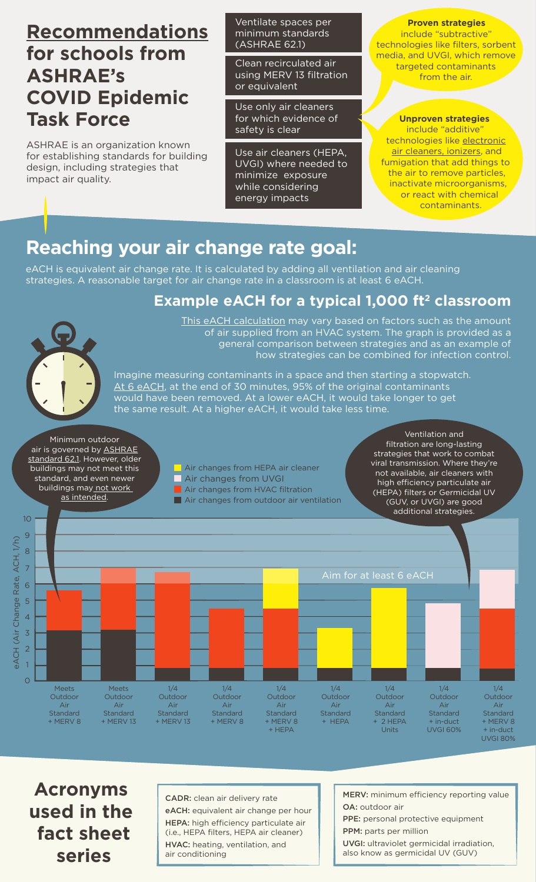# Recommendations for schools from ASHRAE's COVID Epidemic Task Force

ASHRAE is an organization known for establishing standards for building design, including strategies that impact air quality.

- Ventilate spaces per minimum standards (ASHRAE 62.1)
- Clean recirculated air using MERV 13 filtration or equivalent
- Use only air cleaners for which evidence of safety is clear
- Use air cleaners (HEPA, UVGI) where needed to minimize exposure while considering energy impacts

**Proven strategies** include "subtractive" technologies like filters, sorbent media, and UVGI, which remove targeted contaminants from the air.

**Unproven strategies** include "additive" technologies like electronic air cleaners, ionizers, and fumigation that add things to the air to remove particles, inactivate microorganisms, or react with chemical contaminants.

# Reaching your air change rate goal:

eACH is equivalent air change rate. It is calculated by adding all ventilation and air cleaning strategies. A reasonable target for air change rate in a classroom is at least 6 eACH.

## Example eACH for a typical 1,000 ft² classroom

This eACH calculation may vary based on factors such as the amount of air supplied from an HVAC system. The graph is provided as a general comparison between strategies and as an example of how strategies can be combined for infection control.

Imagine measuring contaminants in a space and then starting a stopwatch. At 6 eACH, at the end of 30 minutes, 95% of the original contaminants would have been removed. At a lower eACH, it would take longer to get the same result. At a higher eACH, it would take less time.

Minimum outdoor air is governed by ASHRAE standard 62.1. However, older buildings may not meet this standard, and even newer buildings may not work as intended.

Ventilation and filtration are long-lasting strategies that work to combat viral transmission. Where they're not available, air cleaners with high efficiency particulate air (HEPA) filters or Germicidal UV (GUV, or UVGI) are good additional strategies.

- Air changes from HEPA air cleaner
- Air changes from UVGI
- Air changes from HVAC filtration
- Air changes from outdoor air ventilation

eACH (Air Change Rate, ACH, 1/h)

0 1 2 3 4 5 6 7 8 9 10

Aim for at least 6 eACH

Meets Outdoor Air Standard + MERV 8

Meets Outdoor Air Standard + MERV 13

1/4 Outdoor Air Standard + MERV 13

1/4 Outdoor Air Standard + MERV 8

1/4 Outdoor Air Standard + MERV 8 + HEPA

1/4 Outdoor Air Standard + HEPA

1/4 Outdoor Air Standard + 2 HEPA Units

1/4 Outdoor Air Standard + in-duct UVGI 60%

1/4 Outdoor Air Standard + MERV 8 + in-duct UVGI 80%

# Acronyms used in the fact sheet series

**CADR:** clean air delivery rate
**eACH:** equivalent air change per hour
**HEPA:** high efficiency particulate air (i.e., HEPA filters, HEPA air cleaner)
**HVAC:** heating, ventilation, and air conditioning
**MERV:** minimum efficiency reporting value
**OA:** outdoor air
**PPE:** personal protective equipment
**PPM:** parts per million
**UVGI:** ultraviolet germicidal irradiation, also know as germicidal UV (GUV)